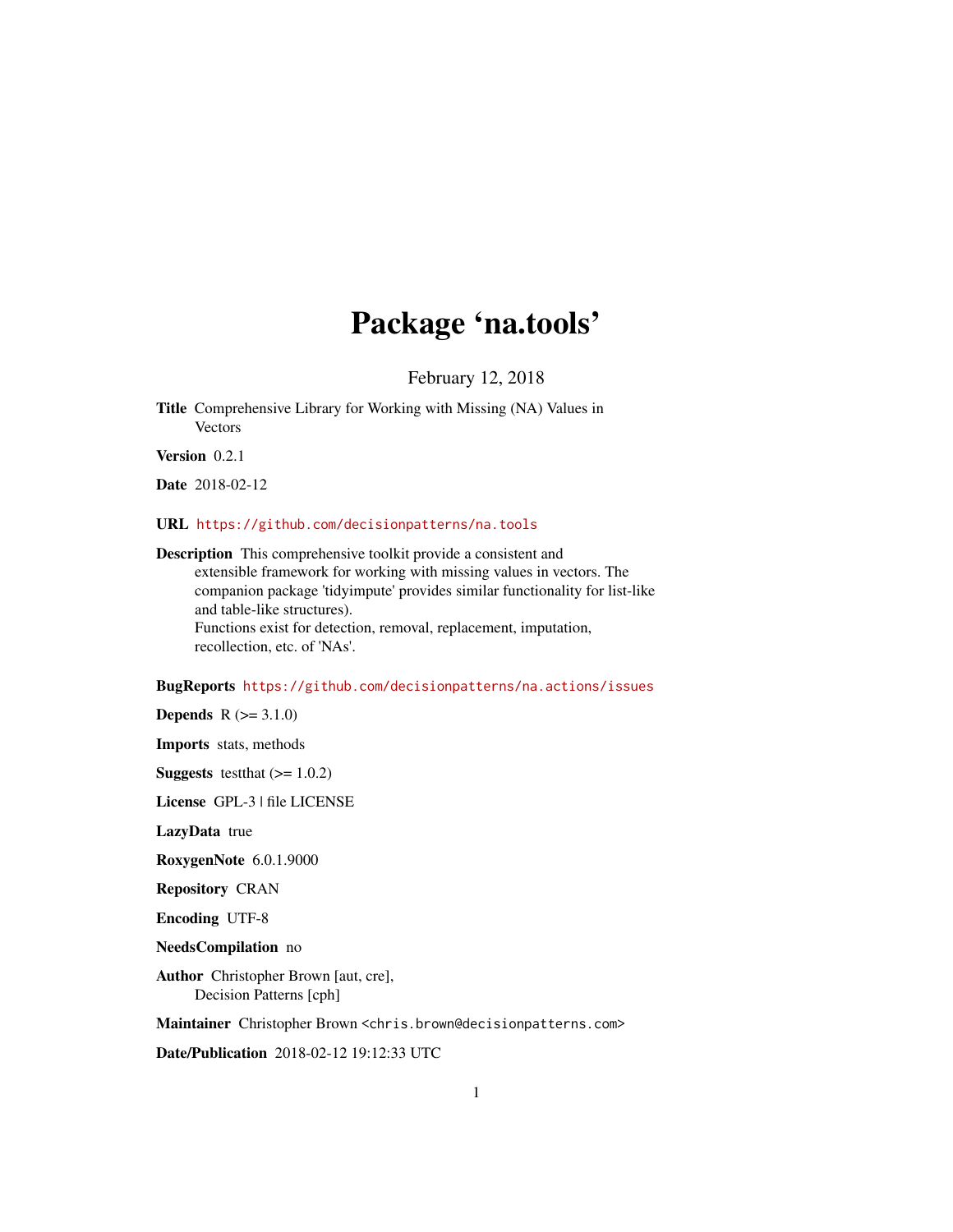# Package 'na.tools'

February 12, 2018

**Title** Comprehensive Library for Working with Missing (NA) Values in Vectors

**Version** 0.2.1

**Date** 2018-02-12

**URL** https://github.com/decisionpatterns/na.tools

**Description** This comprehensive toolkit provide a consistent and extensible framework for working with missing values in vectors. The companion package 'tidyimpute' provides similar functionality for list-like and table-like structures). Functions exist for detection, removal, replacement, imputation, recollection, etc. of 'NAs'.

**BugReports** https://github.com/decisionpatterns/na.actions/issues

**Depends** R (>= 3.1.0)

**Imports** stats, methods

**Suggests** testthat (>= 1.0.2)

**License** GPL-3 | file LICENSE

**LazyData** true

**RoxygenNote** 6.0.1.9000

**Repository** CRAN

**Encoding** UTF-8

**NeedsCompilation** no

**Author** Christopher Brown [aut, cre], Decision Patterns [cph]

**Maintainer** Christopher Brown <chris.brown@decisionpatterns.com>

**Date/Publication** 2018-02-12 19:12:33 UTC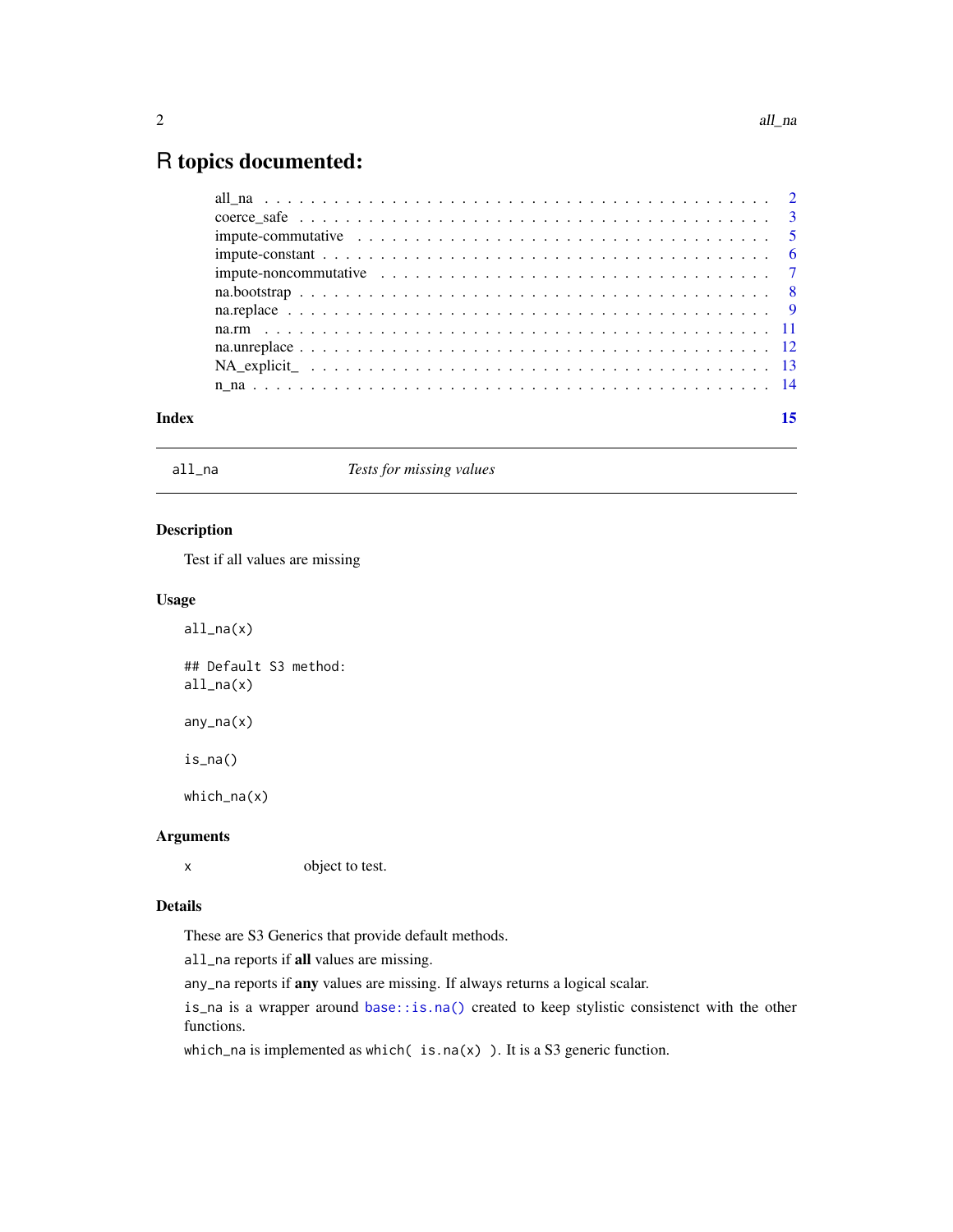# R topics documented:

| | |
|---|---|
| all_na | 2 |
| coerce_safe | 3 |
| impute-commutative | 5 |
| impute-constant | 6 |
| impute-noncommutative | 7 |
| na.bootstrap | 8 |
| na.replace | 9 |
| na.rm | 11 |
| na.unreplace | 12 |
| NA_explicit_ | 13 |
| n_na | 14 |

**Index** **15**

---

`all_na` *Tests for missing values*

---

## Description

Test if all values are missing

## Usage

```
all_na(x)

## Default S3 method:
all_na(x)

any_na(x)

is_na()

which_na(x)
```

## Arguments

| | |
|---|---|
| x | object to test. |

## Details

These are S3 Generics that provide default methods.

`all_na` reports if **all** values are missing.

`any_na` reports if **any** values are missing. If always returns a logical scalar.

`is_na` is a wrapper around `base::is.na()` created to keep stylistic consistenct with the other functions.

`which_na` is implemented as `which( is.na(x) )`. It is a S3 generic function.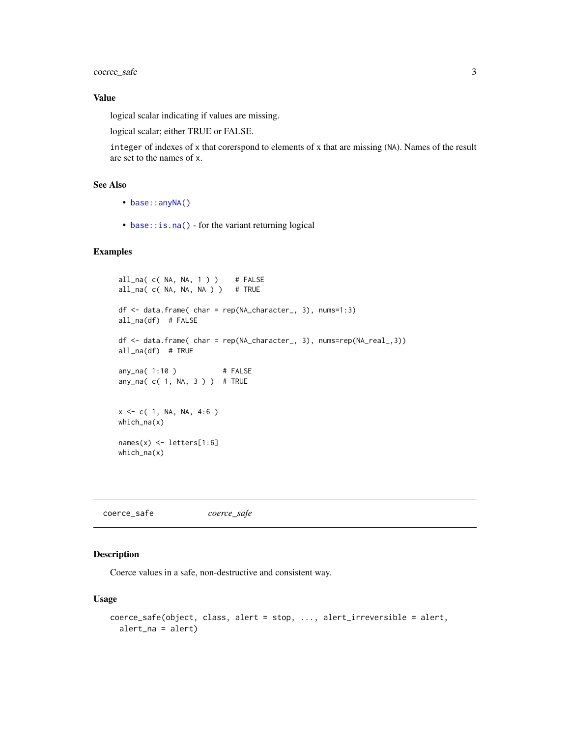### Value

logical scalar indicating if values are missing.

logical scalar; either TRUE or FALSE.

`integer` of indexes of `x` that corerspond to elements of `x` that are missing (`NA`). Names of the result are set to the names of `x`.

### See Also

- `base::anyNA()`
- `base::is.na()` - for the variant returning logical

### Examples

```
all_na( c( NA, NA, 1 ) )    # FALSE
all_na( c( NA, NA, NA ) )   # TRUE

df <- data.frame( char = rep(NA_character_, 3), nums=1:3)
all_na(df)  # FALSE

df <- data.frame( char = rep(NA_character_, 3), nums=rep(NA_real_,3))
all_na(df)  # TRUE

any_na( 1:10 )          # FALSE
any_na( c( 1, NA, 3 ) )  # TRUE


x <- c( 1, NA, NA, 4:6 )
which_na(x)

names(x) <- letters[1:6]
which_na(x)
```

---

## coerce_safe &nbsp;&nbsp;&nbsp;&nbsp; *coerce_safe*

### Description

Coerce values in a safe, non-destructive and consistent way.

### Usage

```
coerce_safe(object, class, alert = stop, ..., alert_irreversible = alert,
  alert_na = alert)
```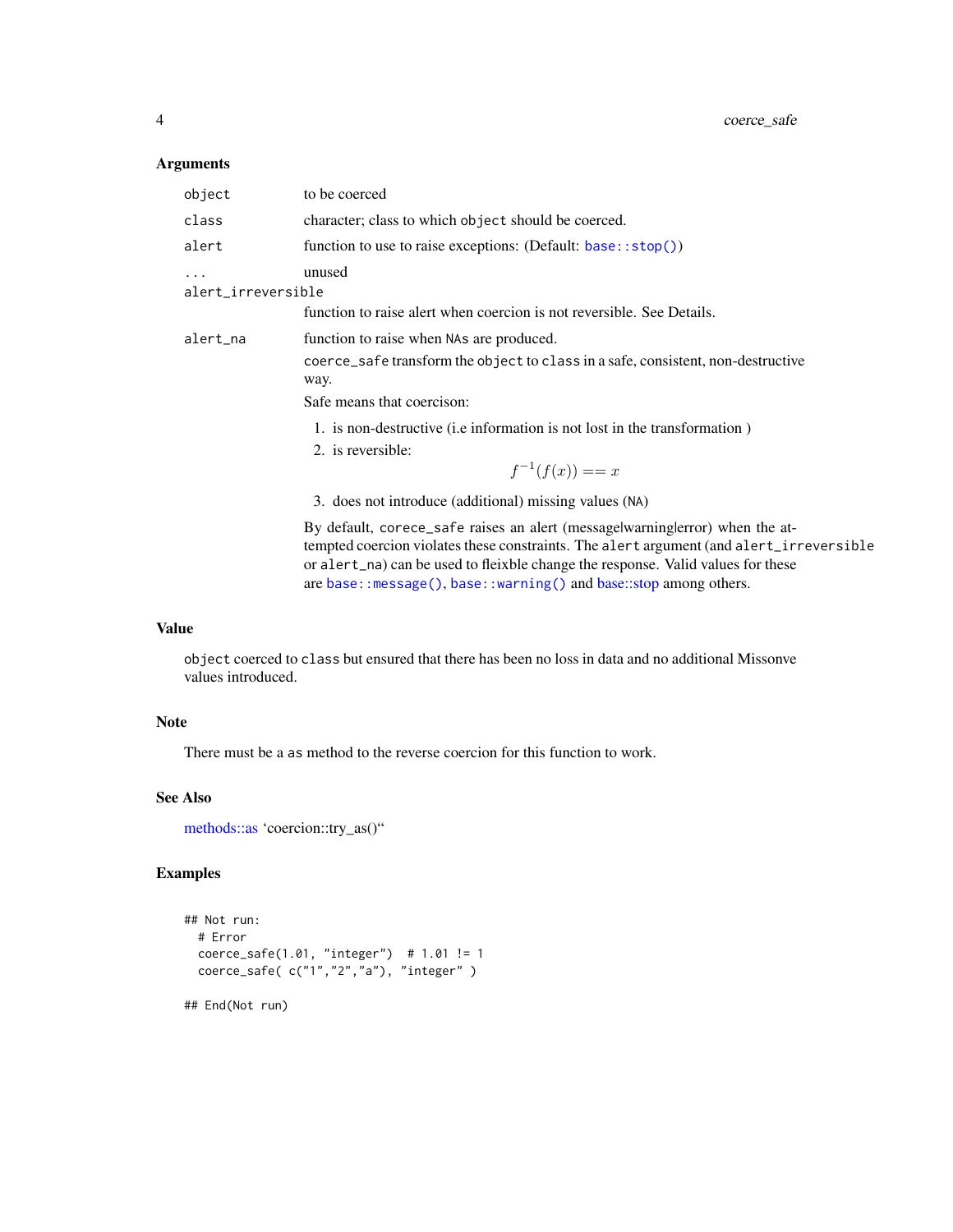### Arguments

| | |
|---|---|
| `object` | to be coerced |
| `class` | character; class to which `object` should be coerced. |
| `alert` | function to use to raise exceptions: (Default: `base::stop()`) |
| `...` | unused |
| `alert_irreversible` | function to raise alert when coercion is not reversible. See Details. |
| `alert_na` | function to raise when `NA`s are produced. |

`coerce_safe` transform the `object` to `class` in a safe, consistent, non-destructive way.

Safe means that coercison:

1. is non-destructive (i.e information is not lost in the transformation )
2. is reversible:
$$f^{-1}(f(x)) == x$$
3. does not introduce (additional) missing values (`NA`)

By default, `corece_safe` raises an alert (message|warning|error) when the attempted coercion violates these constraints. The `alert` argument (and `alert_irreversible` or `alert_na`) can be used to fleixble change the response. Valid values for these are `base::message()`, `base::warning()` and base::stop among others.

### Value

`object` coerced to `class` but ensured that there has been no loss in data and no additional Missonve values introduced.

### Note

There must be a `as` method to the reverse coercion for this function to work.

### See Also

methods::as 'coercion::try_as()"

### Examples

```
## Not run:
  # Error
  coerce_safe(1.01, "integer")  # 1.01 != 1
  coerce_safe( c("1","2","a"), "integer" )

## End(Not run)
```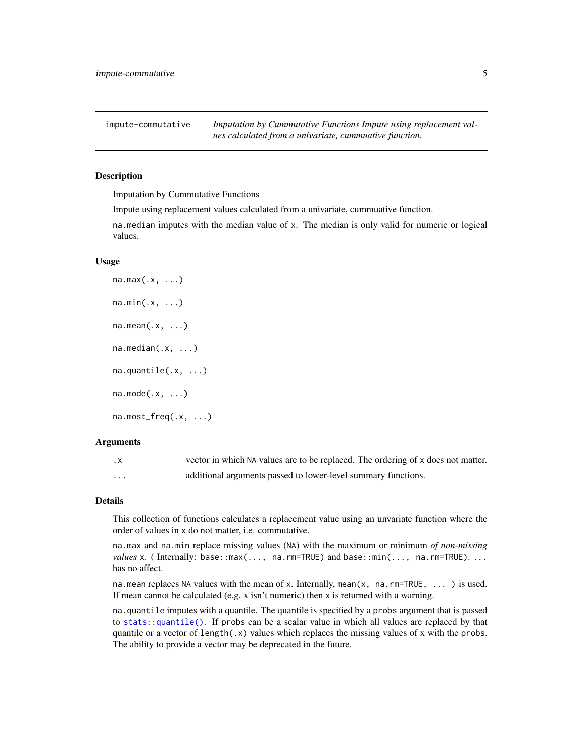impute-commutative — *Imputation by Cummutative Functions Impute using replacement values calculated from a univariate, cummuative function.*

## Description

Imputation by Cummutative Functions

Impute using replacement values calculated from a univariate, cummuative function.

`na.median` imputes with the median value of `x`. The median is only valid for numeric or logical values.

## Usage

```
na.max(.x, ...)

na.min(.x, ...)

na.mean(.x, ...)

na.median(.x, ...)

na.quantile(.x, ...)

na.mode(.x, ...)

na.most_freq(.x, ...)
```

## Arguments

| | |
|---|---|
| `.x` | vector in which `NA` values are to be replaced. The ordering of `x` does not matter. |
| `...` | additional arguments passed to lower-level summary functions. |

## Details

This collection of functions calculates a replacement value using an unvariate function where the order of values in `x` do not matter, i.e. commutative.

`na.max` and `na.min` replace missing values (`NA`) with the maximum or minimum *of non-missing values* `x`. ( Internally: `base::max(..., na.rm=TRUE)` and `base::min(..., na.rm=TRUE)`. `...` has no affect.

`na.mean` replaces `NA` values with the mean of `x`. Internally, `mean(x, na.rm=TRUE, ... )` is used. If mean cannot be calculated (e.g. `x` isn't numeric) then `x` is returned with a warning.

`na.quantile` imputes with a quantile. The quantile is specified by a `probs` argument that is passed to `stats::quantile()`. If `probs` can be a scalar value in which all values are replaced by that quantile or a vector of `length(.x)` values which replaces the missing values of `x` with the `probs`. The ability to provide a vector may be deprecated in the future.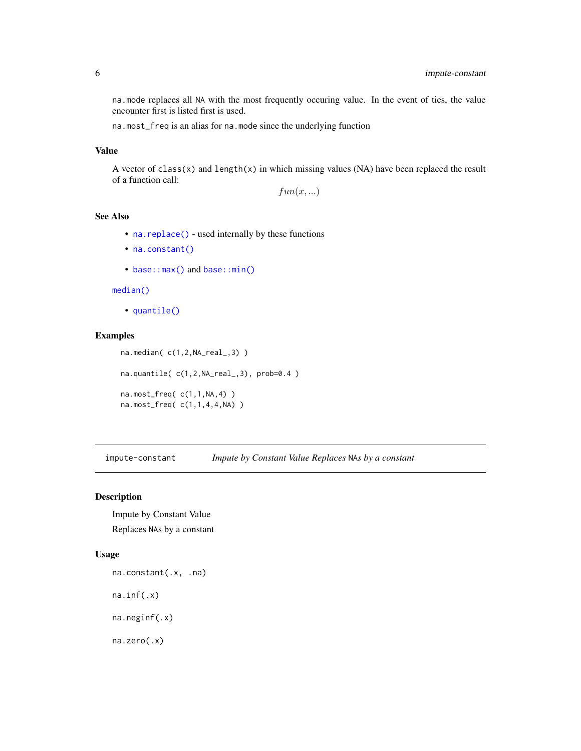na.mode replaces all NA with the most frequently occuring value. In the event of ties, the value encounter first is listed first is used.

na.most_freq is an alias for na.mode since the underlying function

### Value

A vector of class(x) and length(x) in which missing values (NA) have been replaced the result of a function call:

$$fun(x, ...)$$

### See Also

- na.replace() - used internally by these functions
- na.constant()
- base::max() and base::min()

median()

- quantile()

### Examples

```
na.median( c(1,2,NA_real_,3) )

na.quantile( c(1,2,NA_real_,3), prob=0.4 )

na.most_freq( c(1,1,NA,4) )
na.most_freq( c(1,1,4,4,NA) )
```

---

## impute-constant — *Impute by Constant Value Replaces NAs by a constant*

### Description

Impute by Constant Value

Replaces NAs by a constant

### Usage

```
na.constant(.x, .na)

na.inf(.x)

na.neginf(.x)

na.zero(.x)
```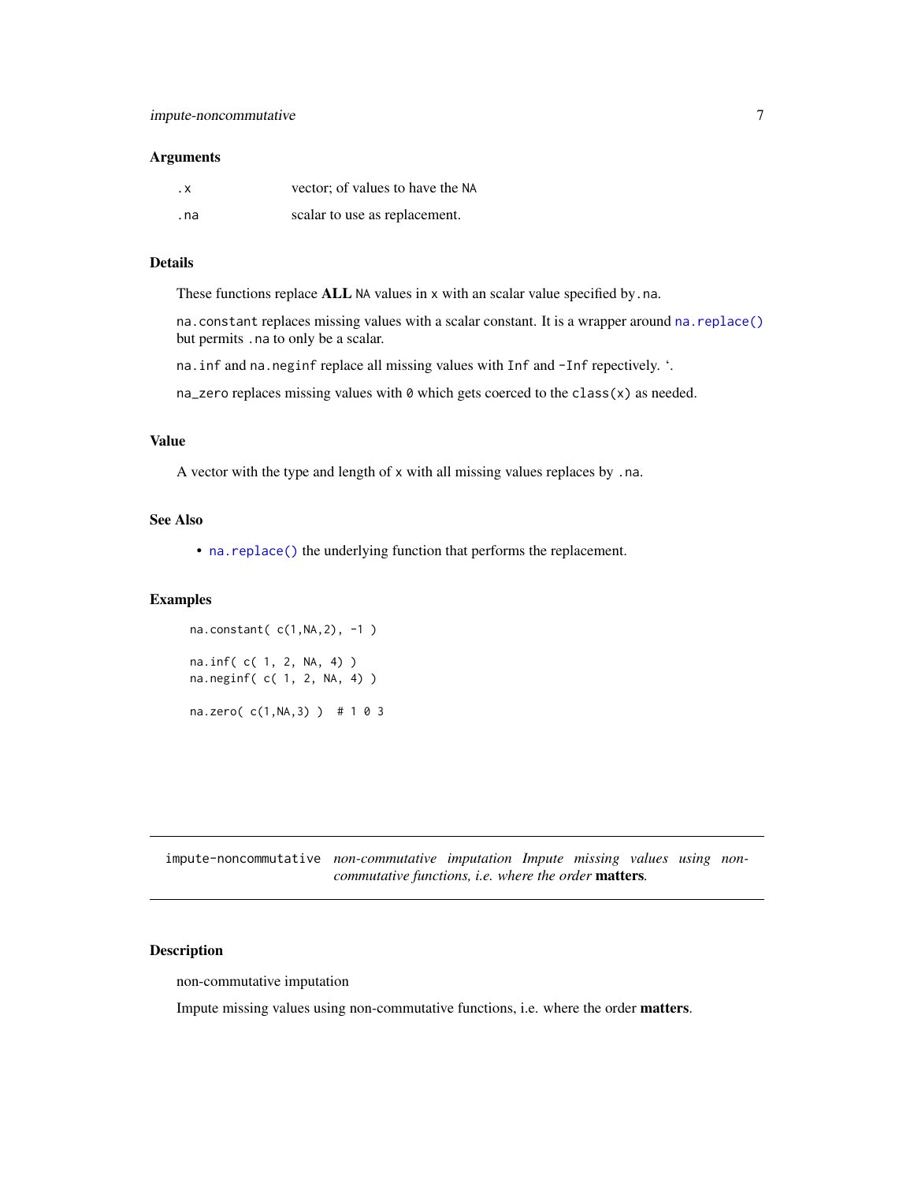### Arguments

| | |
|---|---|
| `.x` | vector; of values to have the `NA` |
| `.na` | scalar to use as replacement. |

### Details

These functions replace **ALL** `NA` values in `x` with an scalar value specified by `.na`.

`na.constant` replaces missing values with a scalar constant. It is a wrapper around `na.replace()` but permits `.na` to only be a scalar.

`na.inf` and `na.neginf` replace all missing values with `Inf` and `-Inf` repectively. '.

`na_zero` replaces missing values with `0` which gets coerced to the `class(x)` as needed.

### Value

A vector with the type and length of `x` with all missing values replaces by `.na`.

### See Also

- `na.replace()` the underlying function that performs the replacement.

### Examples

```
na.constant( c(1,NA,2), -1 )

na.inf( c( 1, 2, NA, 4) )
na.neginf( c( 1, 2, NA, 4) )

na.zero( c(1,NA,3) )  # 1 0 3
```

---

## impute-noncommutative — *non-commutative imputation Impute missing values using non-commutative functions, i.e. where the order* **matters***.*

### Description

non-commutative imputation

Impute missing values using non-commutative functions, i.e. where the order **matters**.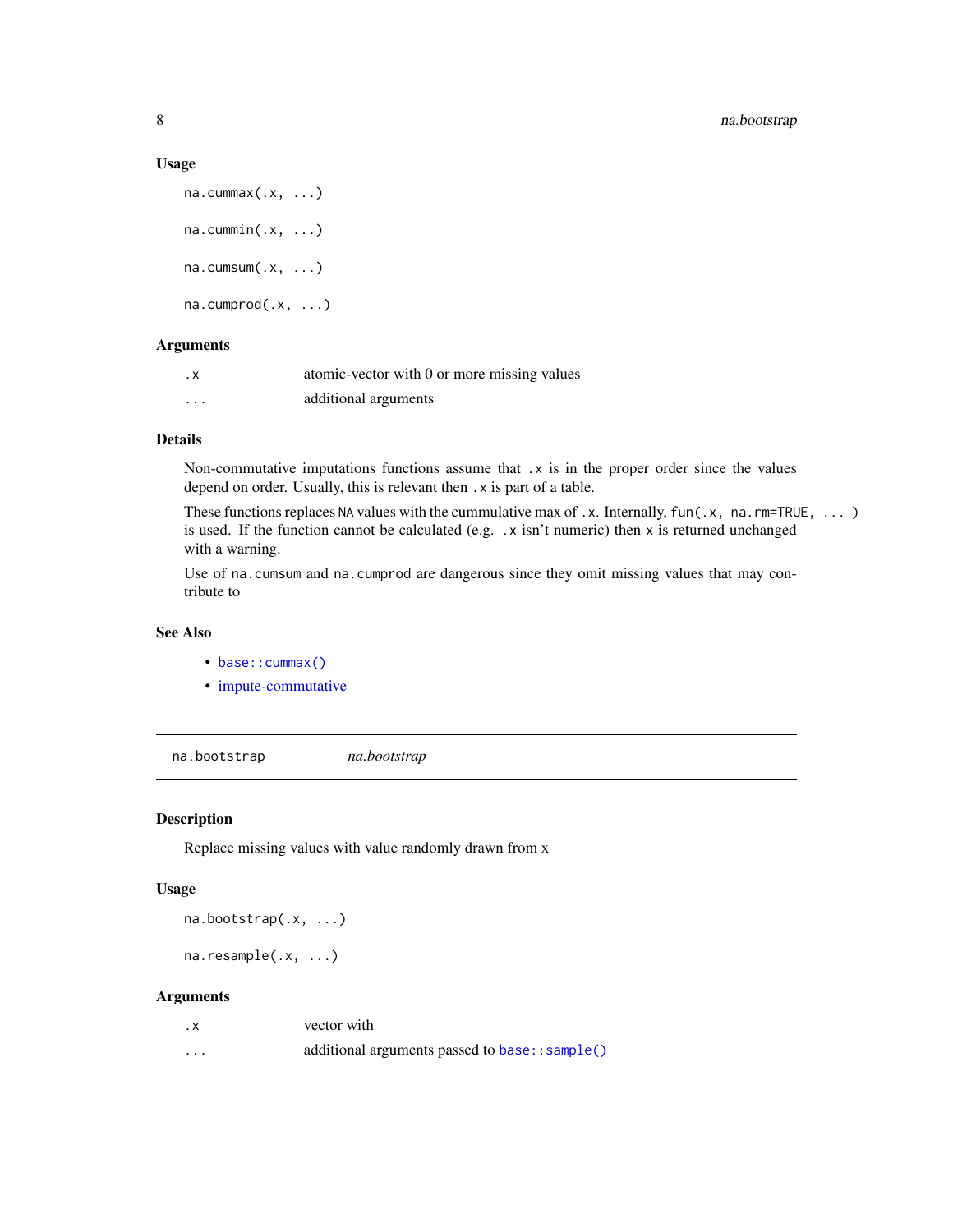### Usage

```
na.cummax(.x, ...)

na.cummin(.x, ...)

na.cumsum(.x, ...)

na.cumprod(.x, ...)
```

### Arguments

| | |
|---|---|
| `.x` | atomic-vector with 0 or more missing values |
| `...` | additional arguments |

### Details

Non-commutative imputations functions assume that `.x` is in the proper order since the values depend on order. Usually, this is relevant then `.x` is part of a table.

These functions replaces `NA` values with the cummulative max of `.x`. Internally, `fun(.x, na.rm=TRUE, ... )` is used. If the function cannot be calculated (e.g. `.x` isn't numeric) then `x` is returned unchanged with a warning.

Use of `na.cumsum` and `na.cumprod` are dangerous since they omit missing values that may contribute to

### See Also

- `base::cummax()`
- impute-commutative

---

## na.bootstrap — *na.bootstrap*

### Description

Replace missing values with value randomly drawn from x

### Usage

```
na.bootstrap(.x, ...)

na.resample(.x, ...)
```

### Arguments

| | |
|---|---|
| `.x` | vector with |
| `...` | additional arguments passed to `base::sample()` |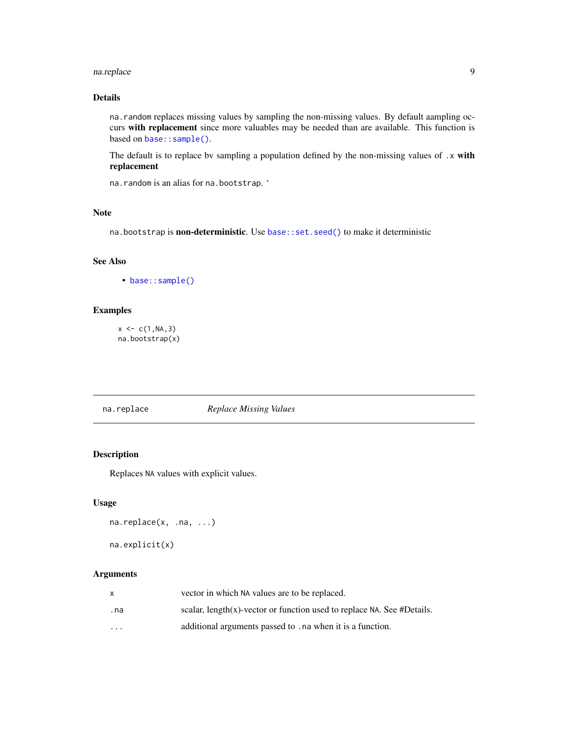### Details

`na.random` replaces missing values by sampling the non-missing values. By default aampling occurs **with replacement** since more valuables may be needed than are available. This function is based on `base::sample()`.

The default is to replace bv sampling a population defined by the non-missing values of `.x` **with replacement**

`na.random` is an alias for `na.bootstrap`. '

### Note

`na.bootstrap` is **non-deterministic**. Use `base::set.seed()` to make it deterministic

### See Also

- `base::sample()`

### Examples

```
x <- c(1,NA,3)
na.bootstrap(x)
```

---

## na.replace — *Replace Missing Values*

### Description

Replaces `NA` values with explicit values.

### Usage

```
na.replace(x, .na, ...)

na.explicit(x)
```

### Arguments

| | |
|---|---|
| `x` | vector in which `NA` values are to be replaced. |
| `.na` | scalar, length(x)-vector or function used to replace `NA`. See #Details. |
| `...` | additional arguments passed to `.na` when it is a function. |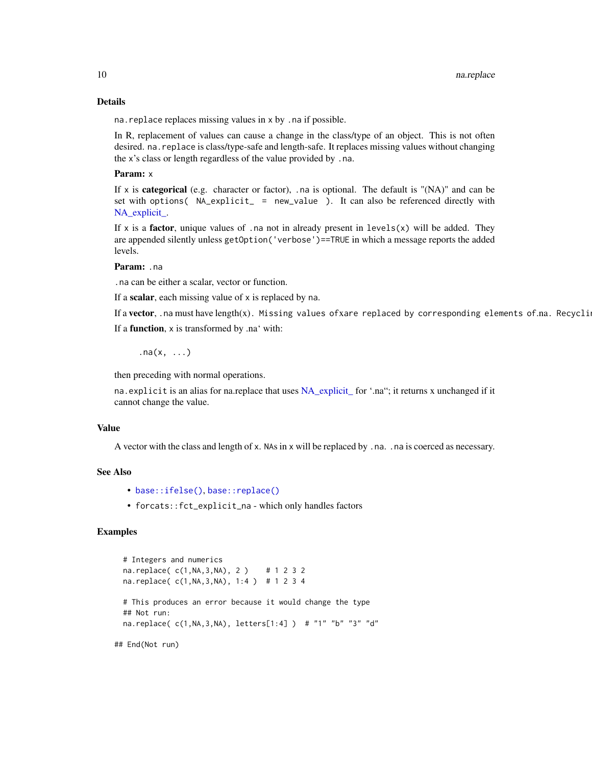## Details

`na.replace` replaces missing values in `x` by `.na` if possible.

In R, replacement of values can cause a change in the class/type of an object. This is not often desired. `na.replace` is class/type-safe and length-safe. It replaces missing values without changing the `x`'s class or length regardless of the value provided by `.na`.

**Param:** `x`

If `x` is **categorical** (e.g. character or factor), `.na` is optional. The default is "(NA)" and can be set with `options( NA_explicit_ = new_value )`. It can also be referenced directly with NA_explicit_.

If `x` is a **factor**, unique values of `.na` not in already present in `levels(x)` will be added. They are appended silently unless `getOption('verbose')==TRUE` in which a message reports the added levels.

**Param:** `.na`

`.na` can be either a scalar, vector or function.

If a **scalar**, each missing value of `x` is replaced by `na`.

If a **vector**, `.na` must have length(x)`. Missing values of`x`are replaced by corresponding elements of`.na`. Recyclin

If a **function**, `x` is transformed by .na‘ with:

```
.na(x, ...)
```

then preceding with normal operations.

`na.explicit` is an alias for na.replace that uses NA_explicit_ for ‘.na“; it returns x unchanged if it cannot change the value.

## Value

A vector with the class and length of `x`. `NA`s in `x` will be replaced by `.na`. `.na` is coerced as necessary.

## See Also

- `base::ifelse()`, `base::replace()`
- `forcats::fct_explicit_na` - which only handles factors

## Examples

```
# Integers and numerics
na.replace( c(1,NA,3,NA), 2 )    # 1 2 3 2
na.replace( c(1,NA,3,NA), 1:4 )  # 1 2 3 4

# This produces an error because it would change the type
## Not run:
na.replace( c(1,NA,3,NA), letters[1:4] )  # "1" "b" "3" "d"

## End(Not run)
```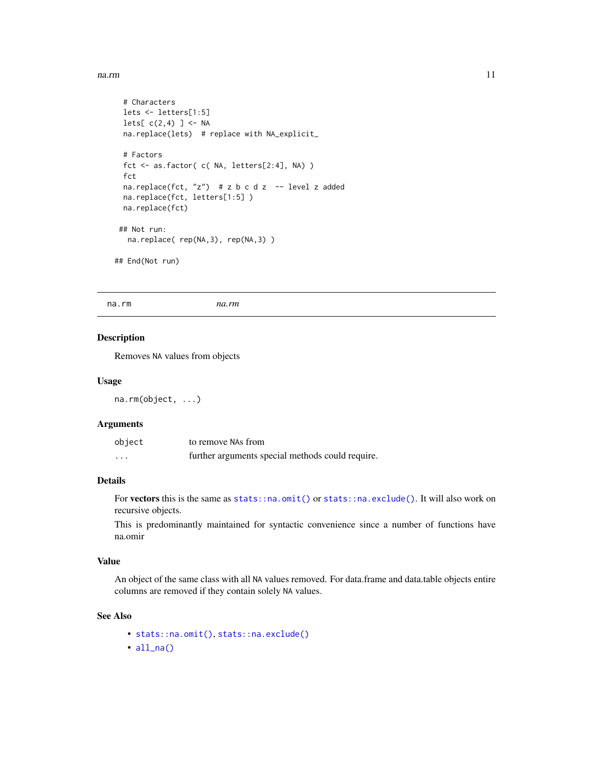```
# Characters
lets <- letters[1:5]
lets[ c(2,4) ] <- NA
na.replace(lets)  # replace with NA_explicit_

# Factors
fct <- as.factor( c( NA, letters[2:4], NA) )
fct
na.replace(fct, "z")  # z b c d z  -- level z added
na.replace(fct, letters[1:5] )
na.replace(fct)

## Not run:
  na.replace( rep(NA,3), rep(NA,3) )

## End(Not run)
```

---

`na.rm` *na.rm*

## Description

Removes NA values from objects

## Usage

```
na.rm(object, ...)
```

## Arguments

| | |
|---|---|
| `object` | to remove NAs from |
| `...` | further arguments special methods could require. |

## Details

For **vectors** this is the same as `stats::na.omit()` or `stats::na.exclude()`. It will also work on recursive objects.

This is predominantly maintained for syntactic convenience since a number of functions have na.omir

## Value

An object of the same class with all NA values removed. For data.frame and data.table objects entire columns are removed if they contain solely NA values.

## See Also

- `stats::na.omit()`, `stats::na.exclude()`
- `all_na()`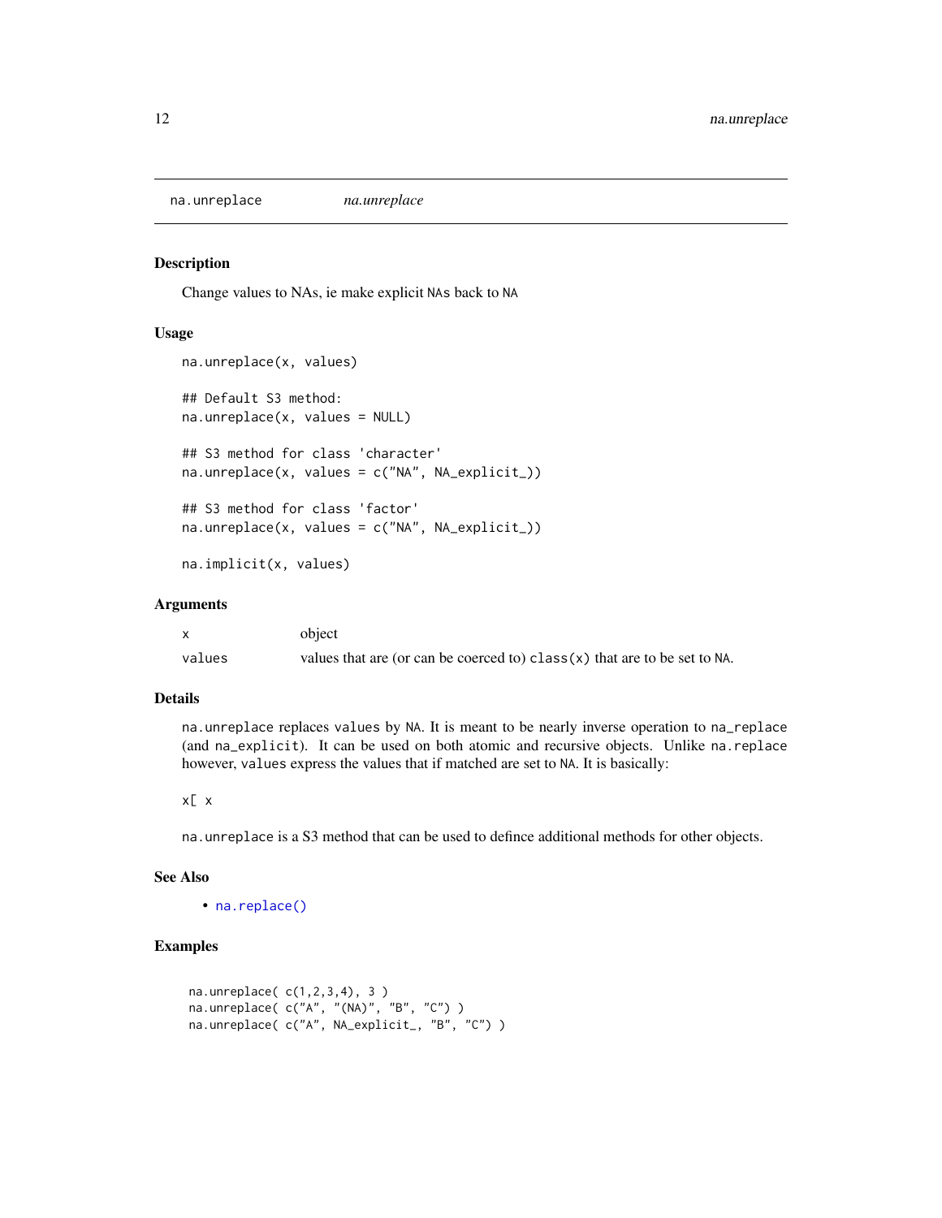# na.unreplace

*na.unreplace*

## Description

Change values to NAs, ie make explicit NAs back to NA

## Usage

```
na.unreplace(x, values)

## Default S3 method:
na.unreplace(x, values = NULL)

## S3 method for class 'character'
na.unreplace(x, values = c("NA", NA_explicit_))

## S3 method for class 'factor'
na.unreplace(x, values = c("NA", NA_explicit_))

na.implicit(x, values)
```

## Arguments

| | |
|---|---|
| x | object |
| values | values that are (or can be coerced to) class(x) that are to be set to NA. |

## Details

na.unreplace replaces values by NA. It is meant to be nearly inverse operation to na_replace (and na_explicit). It can be used on both atomic and recursive objects. Unlike na.replace however, values express the values that if matched are set to NA. It is basically:

x[ x

na.unreplace is a S3 method that can be used to defince additional methods for other objects.

## See Also

- na.replace()

## Examples

```
na.unreplace( c(1,2,3,4), 3 )
na.unreplace( c("A", "(NA)", "B", "C") )
na.unreplace( c("A", NA_explicit_, "B", "C") )
```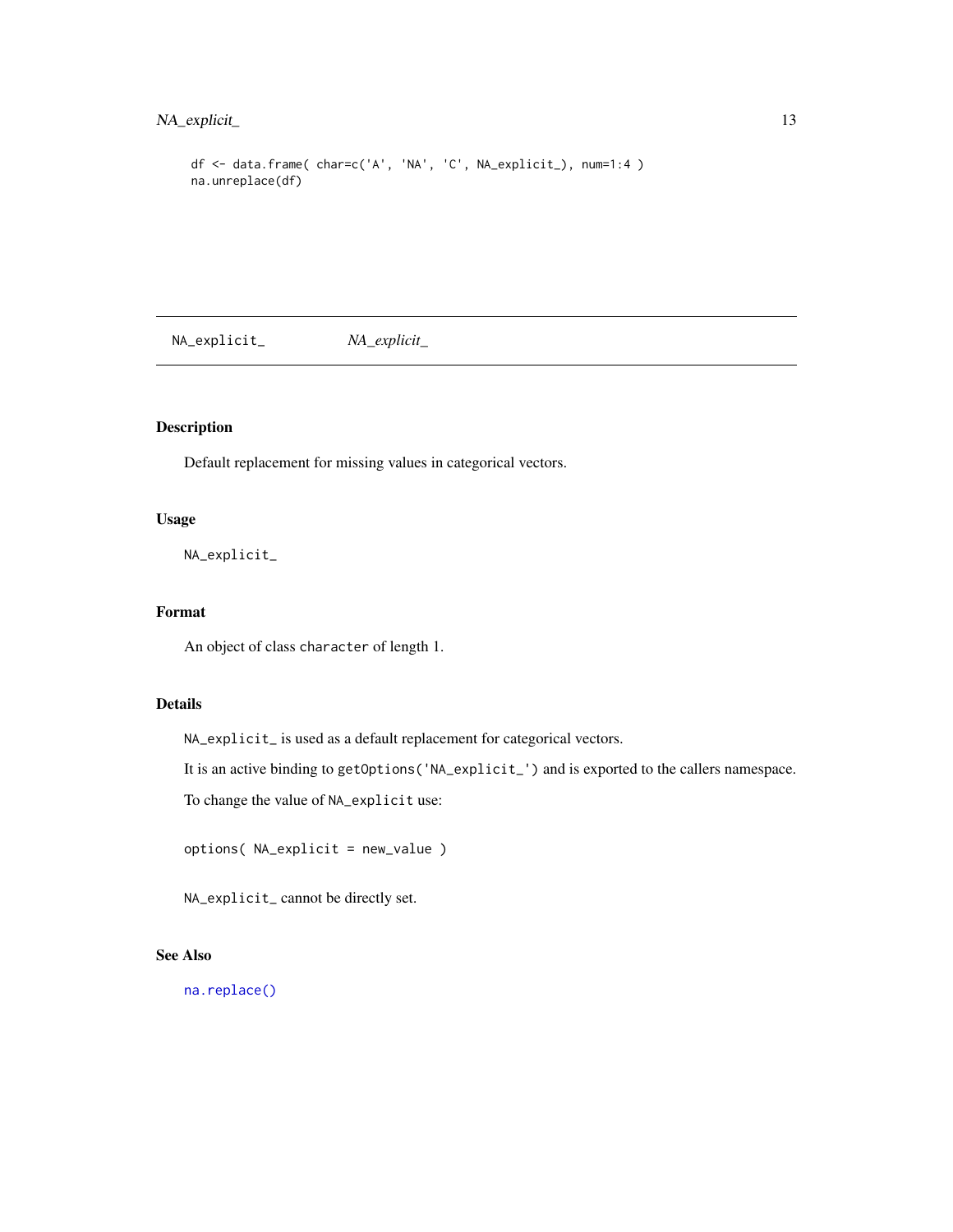```
df <- data.frame( char=c('A', 'NA', 'C', NA_explicit_), num=1:4 )
na.unreplace(df)
```

---

`NA_explicit_` *NA_explicit_*

---

## Description

Default replacement for missing values in categorical vectors.

## Usage

```
NA_explicit_
```

## Format

An object of class `character` of length 1.

## Details

`NA_explicit_` is used as a default replacement for categorical vectors.

It is an active binding to `getOptions('NA_explicit_')` and is exported to the callers namespace.

To change the value of `NA_explicit` use:

```
options( NA_explicit = new_value )
```

`NA_explicit_` cannot be directly set.

## See Also

`na.replace()`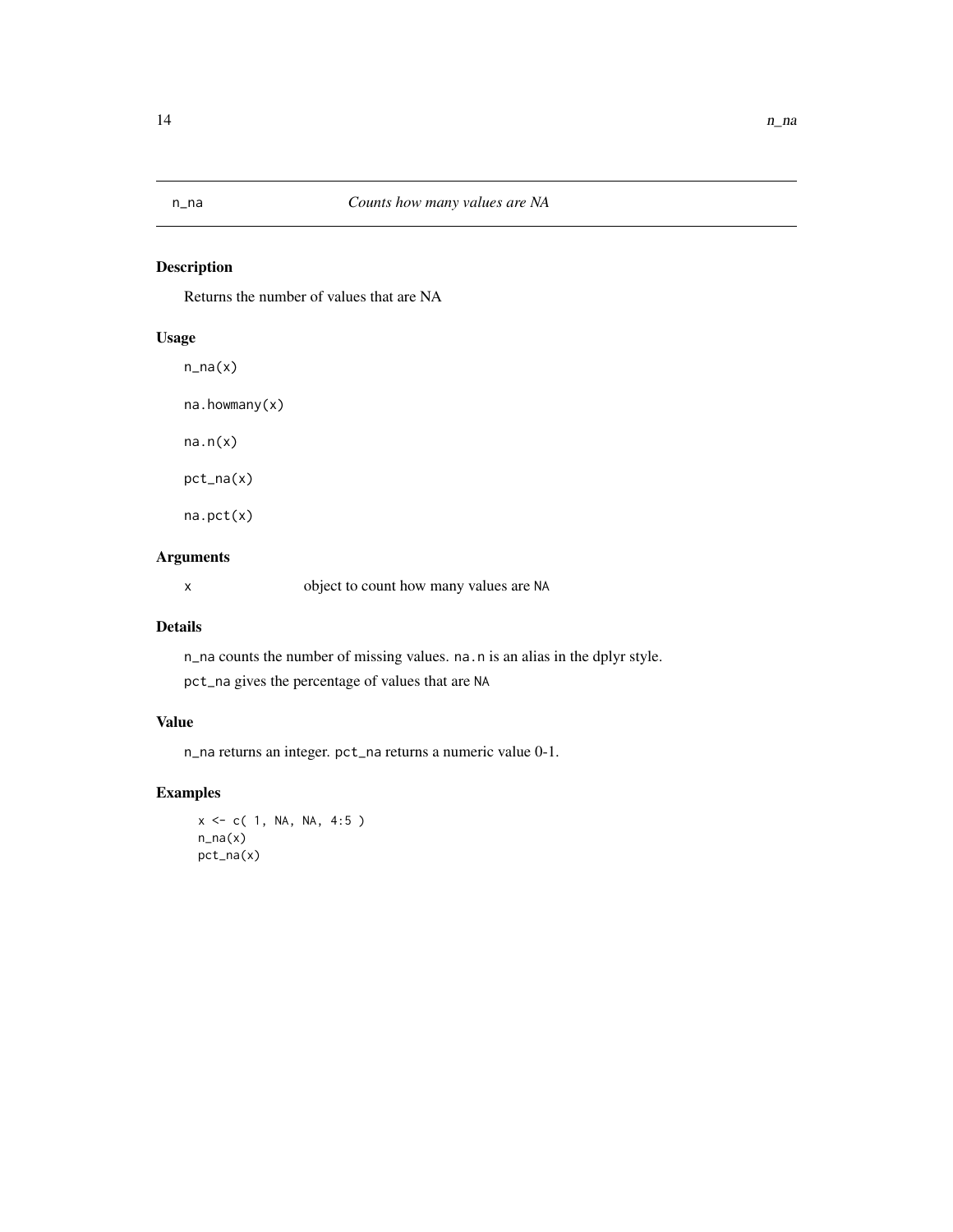## n_na — *Counts how many values are NA*

### Description

Returns the number of values that are NA

### Usage

```
n_na(x)

na.howmany(x)

na.n(x)

pct_na(x)

na.pct(x)
```

### Arguments

| | |
|---|---|
| x | object to count how many values are `NA` |

### Details

`n_na` counts the number of missing values. `na.n` is an alias in the dplyr style.

`pct_na` gives the percentage of values that are `NA`

### Value

`n_na` returns an integer. `pct_na` returns a numeric value 0-1.

### Examples

```
x <- c( 1, NA, NA, 4:5 )
n_na(x)
pct_na(x)
```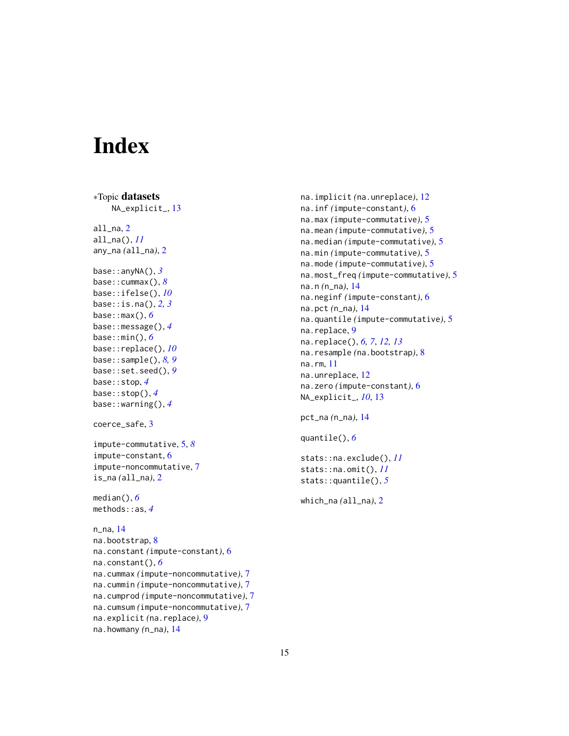# Index

∗Topic **datasets**
  NA_explicit_, 13

all_na, 2
all_na(), *11*
any_na (all_na), 2

base::anyNA(), *3*
base::cummax(), *8*
base::ifelse(), *10*
base::is.na(), *2, 3*
base::max(), *6*
base::message(), *4*
base::min(), *6*
base::replace(), *10*
base::sample(), *8, 9*
base::set.seed(), *9*
base::stop, *4*
base::stop(), *4*
base::warning(), *4*

coerce_safe, 3

impute-commutative, 5, *8*
impute-constant, 6
impute-noncommutative, 7
is_na (all_na), 2

median(), *6*
methods::as, *4*

n_na, 14
na.bootstrap, 8
na.constant (impute-constant), 6
na.constant(), *6*
na.cummax (impute-noncommutative), 7
na.cummin (impute-noncommutative), 7
na.cumprod (impute-noncommutative), 7
na.cumsum (impute-noncommutative), 7
na.explicit (na.replace), 9
na.howmany (n_na), 14
na.implicit (na.unreplace), 12
na.inf (impute-constant), 6
na.max (impute-commutative), 5
na.mean (impute-commutative), 5
na.median (impute-commutative), 5
na.min (impute-commutative), 5
na.mode (impute-commutative), 5
na.most_freq (impute-commutative), 5
na.n (n_na), 14
na.neginf (impute-constant), 6
na.pct (n_na), 14
na.quantile (impute-commutative), 5
na.replace, 9
na.replace(), *6, 7*, *12, 13*
na.resample (na.bootstrap), 8
na.rm, 11
na.unreplace, 12
na.zero (impute-constant), 6
NA_explicit_, *10*, 13

pct_na (n_na), 14

quantile(), *6*

stats::na.exclude(), *11*
stats::na.omit(), *11*
stats::quantile(), *5*

which_na (all_na), 2